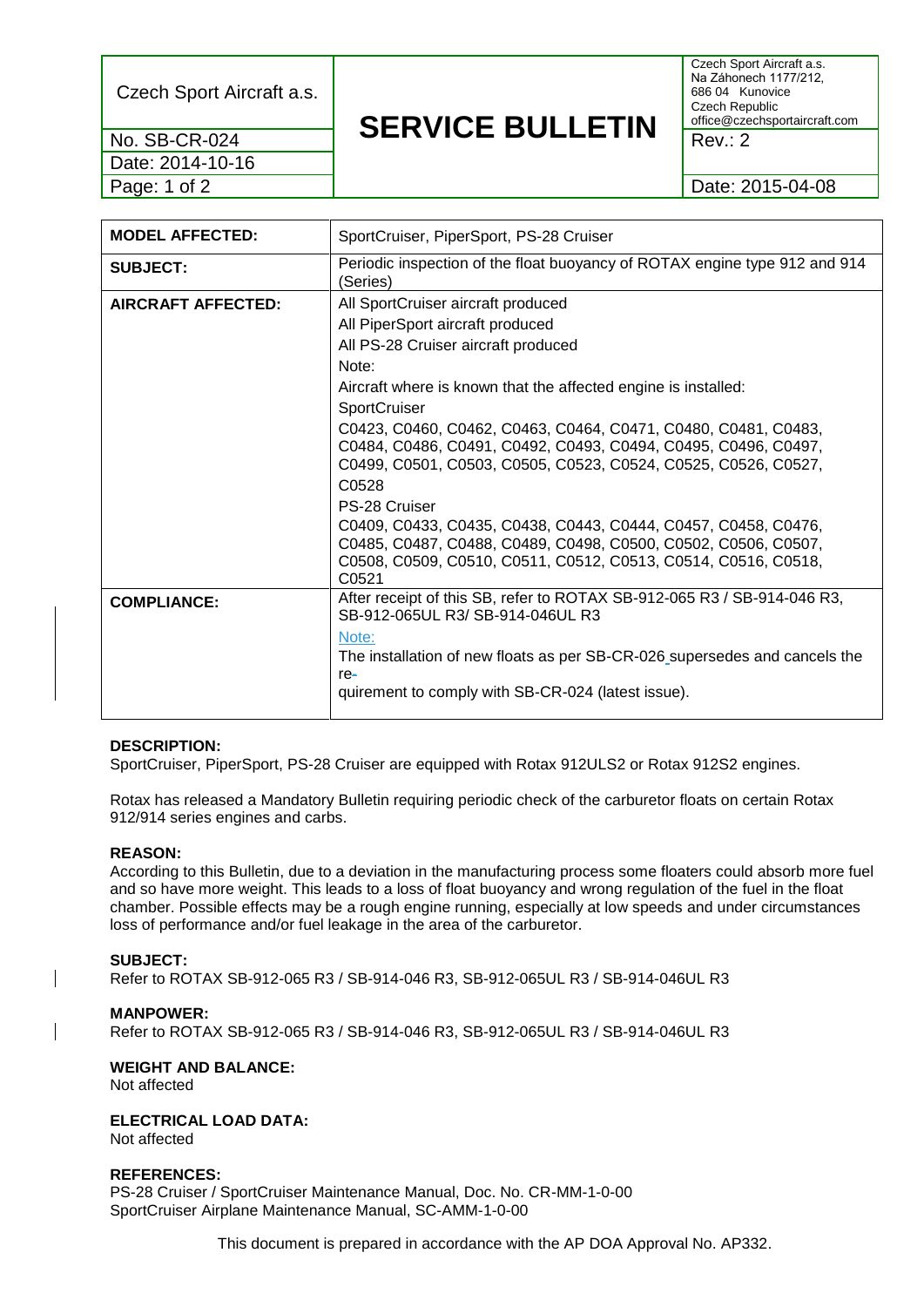| Czech Sport Aircraft a.s. | **SERVICE BULLETIN** | Czech Sport Aircraft a.s.<br>Na Záhonech 1177/212,<br>686 04 Kunovice<br>Czech Republic<br>office@czechsportaircraft.com |
|---|---|---|
| No. SB-CR-024 | | Rev.: 2 |
| Date: 2014-10-16 | | |
| Page: 1 of 2 | | Date: 2015-04-08 |

| | |
|---|---|
| **MODEL AFFECTED:** | SportCruiser, PiperSport, PS-28 Cruiser |
| **SUBJECT:** | Periodic inspection of the float buoyancy of ROTAX engine type 912 and 914 (Series) |
| **AIRCRAFT AFFECTED:** | All SportCruiser aircraft produced<br>All PiperSport aircraft produced<br>All PS-28 Cruiser aircraft produced<br>Note:<br>Aircraft where is known that the affected engine is installed:<br>SportCruiser<br>C0423, C0460, C0462, C0463, C0464, C0471, C0480, C0481, C0483, C0484, C0486, C0491, C0492, C0493, C0494, C0495, C0496, C0497, C0499, C0501, C0503, C0505, C0523, C0524, C0525, C0526, C0527, C0528<br>PS-28 Cruiser<br>C0409, C0433, C0435, C0438, C0443, C0444, C0457, C0458, C0476, C0485, C0487, C0488, C0489, C0498, C0500, C0502, C0506, C0507, C0508, C0509, C0510, C0511, C0512, C0513, C0514, C0516, C0518, C0521 |
| **COMPLIANCE:** | After receipt of this SB, refer to ROTAX SB-912-065 R3 / SB-914-046 R3, SB-912-065UL R3/ SB-914-046UL R3<br>Note:<br>The installation of new floats as per SB-CR-026 supersedes and cancels the requirement to comply with SB-CR-024 (latest issue). |

**DESCRIPTION:**
SportCruiser, PiperSport, PS-28 Cruiser are equipped with Rotax 912ULS2 or Rotax 912S2 engines.

Rotax has released a Mandatory Bulletin requiring periodic check of the carburetor floats on certain Rotax 912/914 series engines and carbs.

**REASON:**
According to this Bulletin, due to a deviation in the manufacturing process some floaters could absorb more fuel and so have more weight. This leads to a loss of float buoyancy and wrong regulation of the fuel in the float chamber. Possible effects may be a rough engine running, especially at low speeds and under circumstances loss of performance and/or fuel leakage in the area of the carburetor.

**SUBJECT:**
Refer to ROTAX SB-912-065 R3 / SB-914-046 R3, SB-912-065UL R3 / SB-914-046UL R3

**MANPOWER:**
Refer to ROTAX SB-912-065 R3 / SB-914-046 R3, SB-912-065UL R3 / SB-914-046UL R3

**WEIGHT AND BALANCE:**
Not affected

**ELECTRICAL LOAD DATA:**
Not affected

**REFERENCES:**
PS-28 Cruiser / SportCruiser Maintenance Manual, Doc. No. CR-MM-1-0-00
SportCruiser Airplane Maintenance Manual, SC-AMM-1-0-00

This document is prepared in accordance with the AP DOA Approval No. AP332.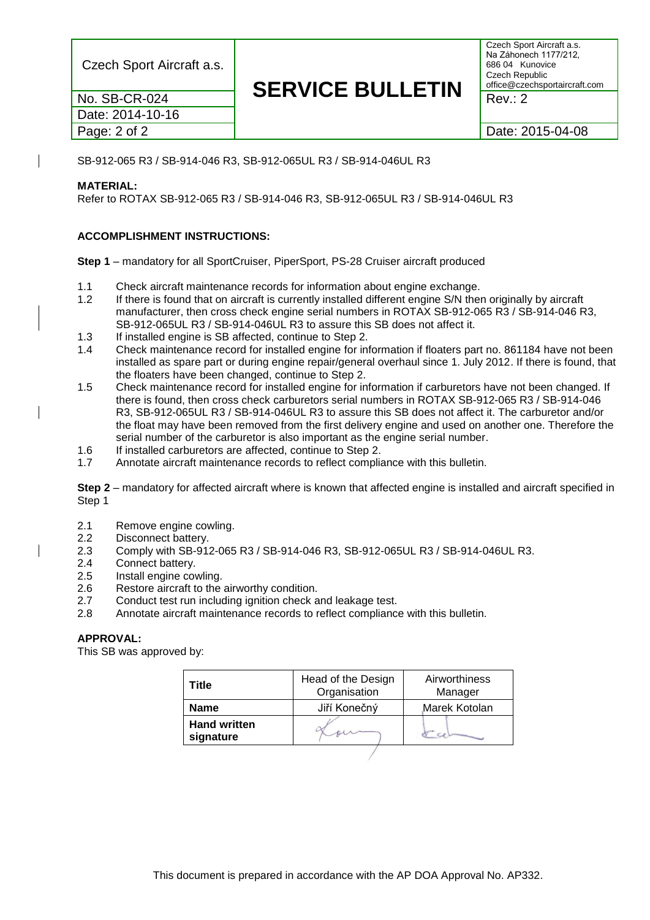SB-912-065 R3 / SB-914-046 R3, SB-912-065UL R3 / SB-914-046UL R3

**MATERIAL:**
Refer to ROTAX SB-912-065 R3 / SB-914-046 R3, SB-912-065UL R3 / SB-914-046UL R3

**ACCOMPLISHMENT INSTRUCTIONS:**

**Step 1** – mandatory for all SportCruiser, PiperSport, PS-28 Cruiser aircraft produced

1.1 Check aircraft maintenance records for information about engine exchange.
1.2 If there is found that on aircraft is currently installed different engine S/N then originally by aircraft manufacturer, then cross check engine serial numbers in ROTAX SB-912-065 R3 / SB-914-046 R3, SB-912-065UL R3 / SB-914-046UL R3 to assure this SB does not affect it.
1.3 If installed engine is SB affected, continue to Step 2.
1.4 Check maintenance record for installed engine for information if floaters part no. 861184 have not been installed as spare part or during engine repair/general overhaul since 1. July 2012. If there is found, that the floaters have been changed, continue to Step 2.
1.5 Check maintenance record for installed engine for information if carburetors have not been changed. If there is found, then cross check carburetors serial numbers in ROTAX SB-912-065 R3 / SB-914-046 R3, SB-912-065UL R3 / SB-914-046UL R3 to assure this SB does not affect it. The carburetor and/or the float may have been removed from the first delivery engine and used on another one. Therefore the serial number of the carburetor is also important as the engine serial number.
1.6 If installed carburetors are affected, continue to Step 2.
1.7 Annotate aircraft maintenance records to reflect compliance with this bulletin.

**Step 2** – mandatory for affected aircraft where is known that affected engine is installed and aircraft specified in Step 1

2.1 Remove engine cowling.
2.2 Disconnect battery.
2.3 Comply with SB-912-065 R3 / SB-914-046 R3, SB-912-065UL R3 / SB-914-046UL R3.
2.4 Connect battery.
2.5 Install engine cowling.
2.6 Restore aircraft to the airworthy condition.
2.7 Conduct test run including ignition check and leakage test.
2.8 Annotate aircraft maintenance records to reflect compliance with this bulletin.

**APPROVAL:**
This SB was approved by:

| **Title** | Head of the Design Organisation | Airworthiness Manager |
|---|---|---|
| **Name** | Jiří Konečný | Marek Kotolan |
| **Hand written signature** | | |

This document is prepared in accordance with the AP DOA Approval No. AP332.